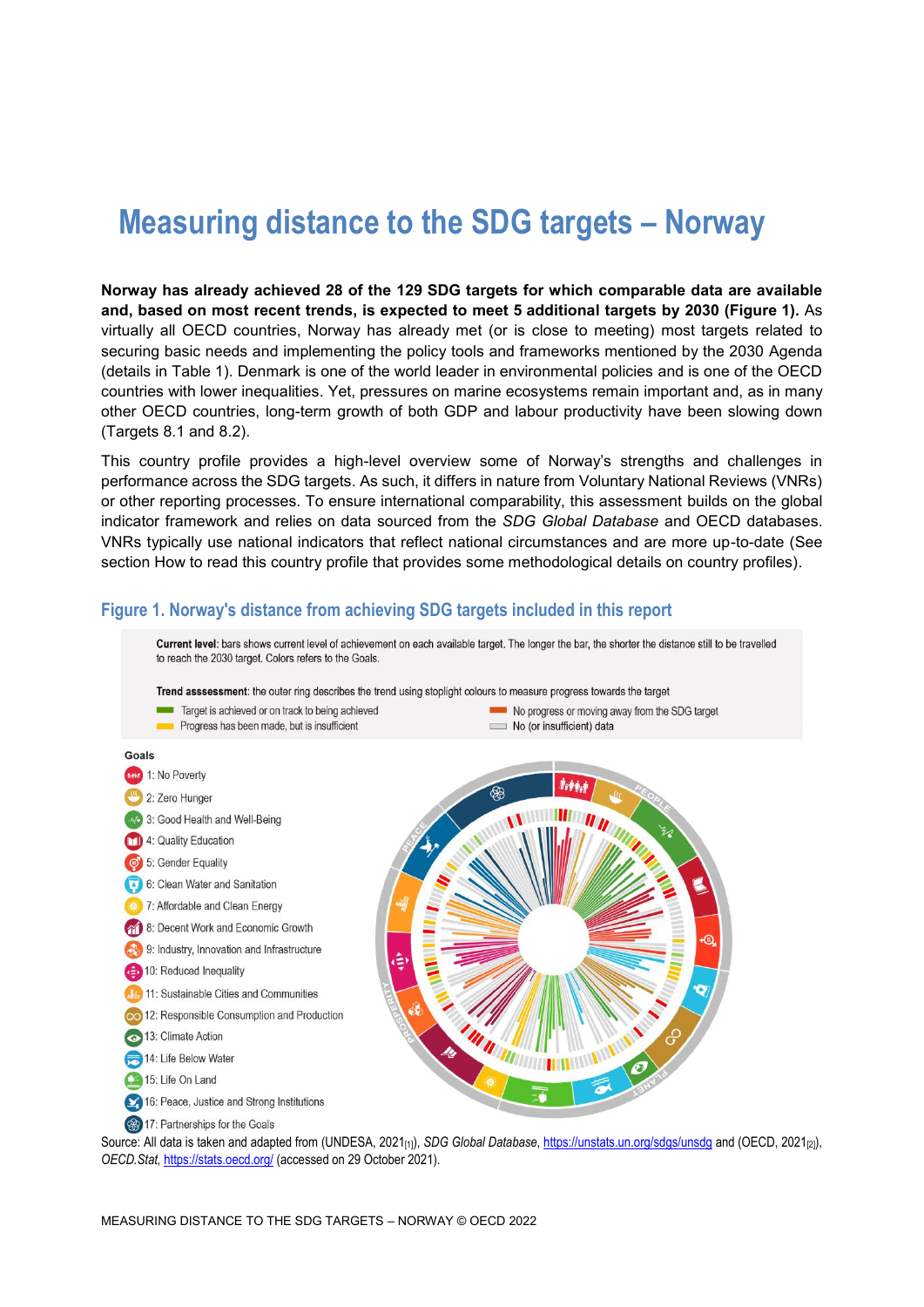# Measuring distance to the SDG targets – Norway

**Norway has already achieved 28 of the 129 SDG targets for which comparable data are available and, based on most recent trends, is expected to meet 5 additional targets by 2030 (Figure 1).** As virtually all OECD countries, Norway has already met (or is close to meeting) most targets related to securing basic needs and implementing the policy tools and frameworks mentioned by the 2030 Agenda (details in Table 1). Denmark is one of the world leader in environmental policies and is one of the OECD countries with lower inequalities. Yet, pressures on marine ecosystems remain important and, as in many other OECD countries, long-term growth of both GDP and labour productivity have been slowing down (Targets 8.1 and 8.2).

This country profile provides a high-level overview some of Norway's strengths and challenges in performance across the SDG targets. As such, it differs in nature from Voluntary National Reviews (VNRs) or other reporting processes. To ensure international comparability, this assessment builds on the global indicator framework and relies on data sourced from the *SDG Global Database* and OECD databases. VNRs typically use national indicators that reflect national circumstances and are more up-to-date (See section How to read this country profile that provides some methodological details on country profiles).

## Figure 1. Norway's distance from achieving SDG targets included in this report

**Current level**: bars shows current level of achievement on each available target. The longer the bar, the shorter the distance still to be travelled to reach the 2030 target. Colors refers to the Goals.

**Trend asssessment**: the outer ring describes the trend using stoplight colours to measure progress towards the target

- Target is achieved or on track to being achieved
- Progress has been made, but is insufficient
- No progress or moving away from the SDG target
- No (or insufficient) data

**Goals**

- 1: No Poverty
- 2: Zero Hunger
- 3: Good Health and Well-Being
- 4: Quality Education
- 5: Gender Equality
- 6: Clean Water and Sanitation
- 7: Affordable and Clean Energy
- 8: Decent Work and Economic Growth
- 9: Industry, Innovation and Infrastructure
- 10: Reduced Inequality
- 11: Sustainable Cities and Communities
- 12: Responsible Consumption and Production
- 13: Climate Action
- 14: Life Below Water
- 15: Life On Land
- 16: Peace, Justice and Strong Institutions
- 17: Partnerships for the Goals

Source: All data is taken and adapted from (UNDESA, 2021[1]), *SDG Global Database*, https://unstats.un.org/sdgs/unsdg and (OECD, 2021[2]), *OECD.Stat*, https://stats.oecd.org/ (accessed on 29 October 2021).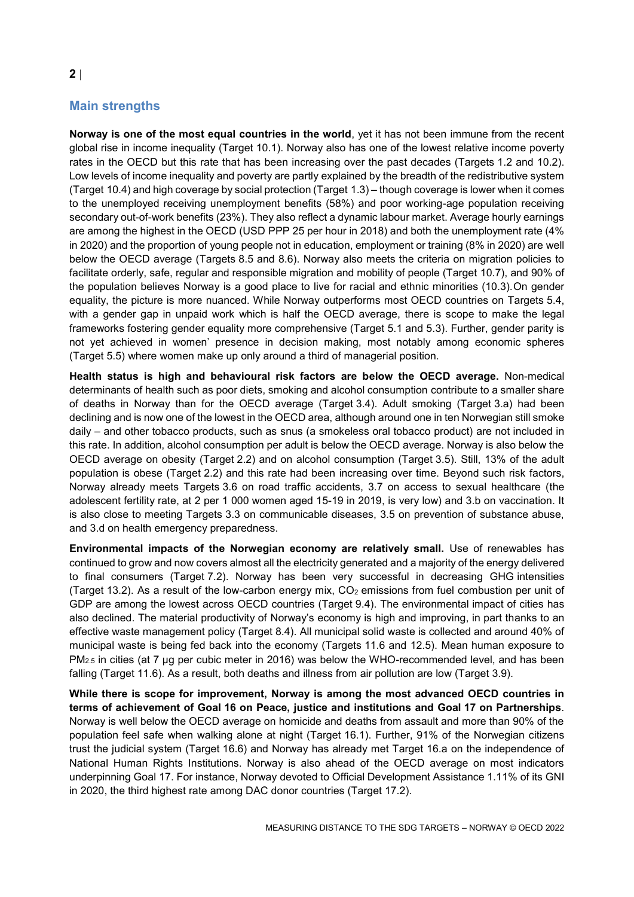## Main strengths

**Norway is one of the most equal countries in the world**, yet it has not been immune from the recent global rise in income inequality (Target 10.1). Norway also has one of the lowest relative income poverty rates in the OECD but this rate that has been increasing over the past decades (Targets 1.2 and 10.2). Low levels of income inequality and poverty are partly explained by the breadth of the redistributive system (Target 10.4) and high coverage by social protection (Target 1.3) – though coverage is lower when it comes to the unemployed receiving unemployment benefits (58%) and poor working-age population receiving secondary out-of-work benefits (23%). They also reflect a dynamic labour market. Average hourly earnings are among the highest in the OECD (USD PPP 25 per hour in 2018) and both the unemployment rate (4% in 2020) and the proportion of young people not in education, employment or training (8% in 2020) are well below the OECD average (Targets 8.5 and 8.6). Norway also meets the criteria on migration policies to facilitate orderly, safe, regular and responsible migration and mobility of people (Target 10.7), and 90% of the population believes Norway is a good place to live for racial and ethnic minorities (10.3). On gender equality, the picture is more nuanced. While Norway outperforms most OECD countries on Targets 5.4, with a gender gap in unpaid work which is half the OECD average, there is scope to make the legal frameworks fostering gender equality more comprehensive (Target 5.1 and 5.3). Further, gender parity is not yet achieved in women' presence in decision making, most notably among economic spheres (Target 5.5) where women make up only around a third of managerial position.

**Health status is high and behavioural risk factors are below the OECD average.** Non-medical determinants of health such as poor diets, smoking and alcohol consumption contribute to a smaller share of deaths in Norway than for the OECD average (Target 3.4). Adult smoking (Target 3.a) had been declining and is now one of the lowest in the OECD area, although around one in ten Norwegian still smoke daily – and other tobacco products, such as snus (a smokeless oral tobacco product) are not included in this rate. In addition, alcohol consumption per adult is below the OECD average. Norway is also below the OECD average on obesity (Target 2.2) and on alcohol consumption (Target 3.5). Still, 13% of the adult population is obese (Target 2.2) and this rate had been increasing over time. Beyond such risk factors, Norway already meets Targets 3.6 on road traffic accidents, 3.7 on access to sexual healthcare (the adolescent fertility rate, at 2 per 1 000 women aged 15-19 in 2019, is very low) and 3.b on vaccination. It is also close to meeting Targets 3.3 on communicable diseases, 3.5 on prevention of substance abuse, and 3.d on health emergency preparedness.

**Environmental impacts of the Norwegian economy are relatively small.** Use of renewables has continued to grow and now covers almost all the electricity generated and a majority of the energy delivered to final consumers (Target 7.2). Norway has been very successful in decreasing GHG intensities (Target 13.2). As a result of the low-carbon energy mix, $CO_2$ emissions from fuel combustion per unit of GDP are among the lowest across OECD countries (Target 9.4). The environmental impact of cities has also declined. The material productivity of Norway's economy is high and improving, in part thanks to an effective waste management policy (Target 8.4). All municipal solid waste is collected and around 40% of municipal waste is being fed back into the economy (Targets 11.6 and 12.5). Mean human exposure to $PM_{2.5}$ in cities (at 7 µg per cubic meter in 2016) was below the WHO-recommended level, and has been falling (Target 11.6). As a result, both deaths and illness from air pollution are low (Target 3.9).

**While there is scope for improvement, Norway is among the most advanced OECD countries in terms of achievement of Goal 16 on Peace, justice and institutions and Goal 17 on Partnerships**. Norway is well below the OECD average on homicide and deaths from assault and more than 90% of the population feel safe when walking alone at night (Target 16.1). Further, 91% of the Norwegian citizens trust the judicial system (Target 16.6) and Norway has already met Target 16.a on the independence of National Human Rights Institutions. Norway is also ahead of the OECD average on most indicators underpinning Goal 17. For instance, Norway devoted to Official Development Assistance 1.11% of its GNI in 2020, the third highest rate among DAC donor countries (Target 17.2).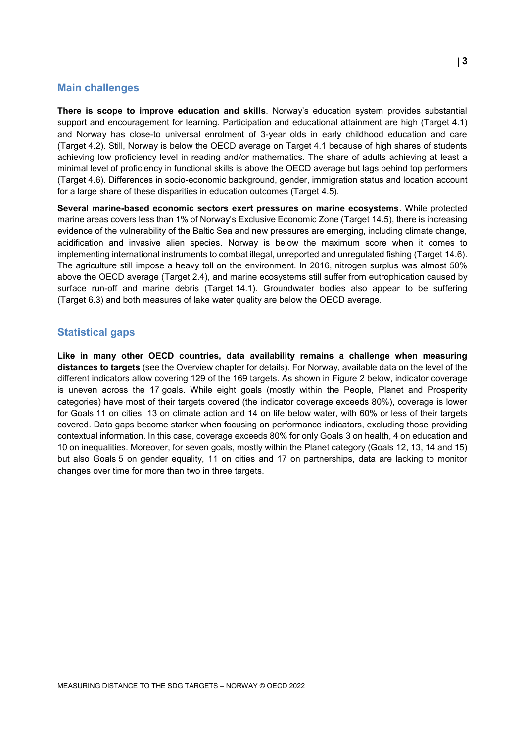## Main challenges

**There is scope to improve education and skills**. Norway's education system provides substantial support and encouragement for learning. Participation and educational attainment are high (Target 4.1) and Norway has close-to universal enrolment of 3-year olds in early childhood education and care (Target 4.2). Still, Norway is below the OECD average on Target 4.1 because of high shares of students achieving low proficiency level in reading and/or mathematics. The share of adults achieving at least a minimal level of proficiency in functional skills is above the OECD average but lags behind top performers (Target 4.6). Differences in socio-economic background, gender, immigration status and location account for a large share of these disparities in education outcomes (Target 4.5).

**Several marine-based economic sectors exert pressures on marine ecosystems**. While protected marine areas covers less than 1% of Norway's Exclusive Economic Zone (Target 14.5), there is increasing evidence of the vulnerability of the Baltic Sea and new pressures are emerging, including climate change, acidification and invasive alien species. Norway is below the maximum score when it comes to implementing international instruments to combat illegal, unreported and unregulated fishing (Target 14.6). The agriculture still impose a heavy toll on the environment. In 2016, nitrogen surplus was almost 50% above the OECD average (Target 2.4), and marine ecosystems still suffer from eutrophication caused by surface run-off and marine debris (Target 14.1). Groundwater bodies also appear to be suffering (Target 6.3) and both measures of lake water quality are below the OECD average.

## Statistical gaps

**Like in many other OECD countries, data availability remains a challenge when measuring distances to targets** (see the Overview chapter for details). For Norway, available data on the level of the different indicators allow covering 129 of the 169 targets. As shown in Figure 2 below, indicator coverage is uneven across the 17 goals. While eight goals (mostly within the People, Planet and Prosperity categories) have most of their targets covered (the indicator coverage exceeds 80%), coverage is lower for Goals 11 on cities, 13 on climate action and 14 on life below water, with 60% or less of their targets covered. Data gaps become starker when focusing on performance indicators, excluding those providing contextual information. In this case, coverage exceeds 80% for only Goals 3 on health, 4 on education and 10 on inequalities. Moreover, for seven goals, mostly within the Planet category (Goals 12, 13, 14 and 15) but also Goals 5 on gender equality, 11 on cities and 17 on partnerships, data are lacking to monitor changes over time for more than two in three targets.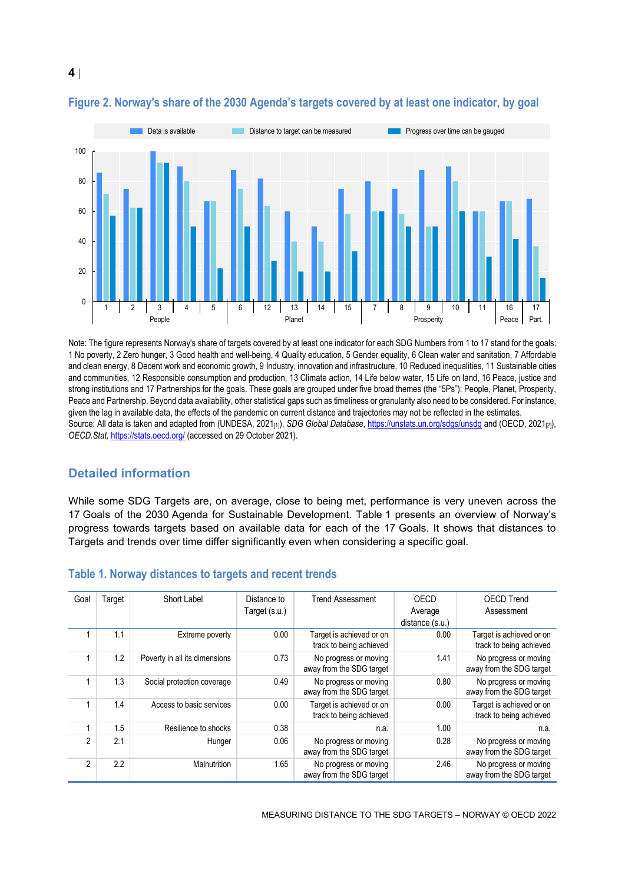**Figure 2. Norway's share of the 2030 Agenda's targets covered by at least one indicator, by goal**

Note: The figure represents Norway's share of targets covered by at least one indicator for each SDG Numbers from 1 to 17 stand for the goals: 1 No poverty, 2 Zero hunger, 3 Good health and well-being, 4 Quality education, 5 Gender equality, 6 Clean water and sanitation, 7 Affordable and clean energy, 8 Decent work and economic growth, 9 Industry, innovation and infrastructure, 10 Reduced inequalities, 11 Sustainable cities and communities, 12 Responsible consumption and production, 13 Climate action, 14 Life below water, 15 Life on land, 16 Peace, justice and strong institutions and 17 Partnerships for the goals. These goals are grouped under five broad themes (the "5Ps"): People, Planet, Prosperity, Peace and Partnership. Beyond data availability, other statistical gaps such as timeliness or granularity also need to be considered. For instance, given the lag in available data, the effects of the pandemic on current distance and trajectories may not be reflected in the estimates.

Source: All data is taken and adapted from (UNDESA, 2021[1]), *SDG Global Database*, https://unstats.un.org/sdgs/unsdg and (OECD, 2021[2]), *OECD.Stat*, https://stats.oecd.org/ (accessed on 29 October 2021).

## Detailed information

While some SDG Targets are, on average, close to being met, performance is very uneven across the 17 Goals of the 2030 Agenda for Sustainable Development. Table 1 presents an overview of Norway's progress towards targets based on available data for each of the 17 Goals. It shows that distances to Targets and trends over time differ significantly even when considering a specific goal.

**Table 1. Norway distances to targets and recent trends**

| Goal | Target | Short Label | Distance to Target (s.u.) | Trend Assessment | OECD Average distance (s.u.) | OECD Trend Assessment |
|---|---|---|---|---|---|---|
| 1 | 1.1 | Extreme poverty | 0.00 | Target is achieved or on track to being achieved | 0.00 | Target is achieved or on track to being achieved |
| 1 | 1.2 | Poverty in all its dimensions | 0.73 | No progress or moving away from the SDG target | 1.41 | No progress or moving away from the SDG target |
| 1 | 1.3 | Social protection coverage | 0.49 | No progress or moving away from the SDG target | 0.80 | No progress or moving away from the SDG target |
| 1 | 1.4 | Access to basic services | 0.00 | Target is achieved or on track to being achieved | 0.00 | Target is achieved or on track to being achieved |
| 1 | 1.5 | Resilience to shocks | 0.38 | n.a. | 1.00 | n.a. |
| 2 | 2.1 | Hunger | 0.06 | No progress or moving away from the SDG target | 0.28 | No progress or moving away from the SDG target |
| 2 | 2.2 | Malnutrition | 1.65 | No progress or moving away from the SDG target | 2.46 | No progress or moving away from the SDG target |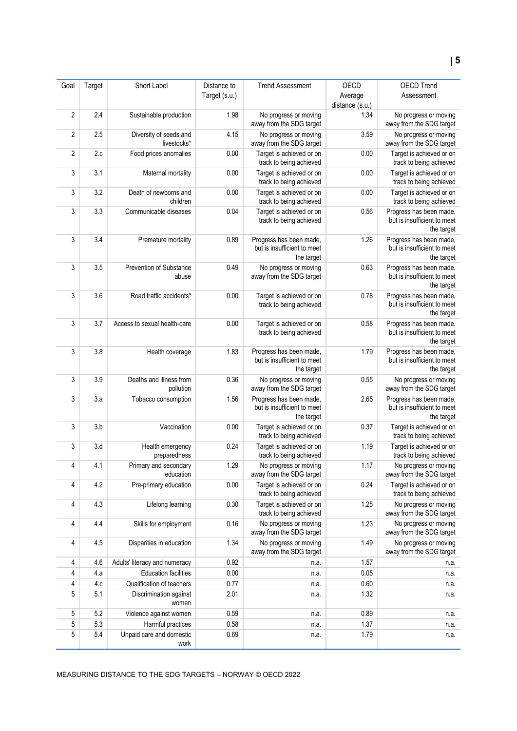| Goal | Target | Short Label | Distance to Target (s.u.) | Trend Assessment | OECD Average distance (s.u.) | OECD Trend Assessment |
|---|---|---|---|---|---|---|
| 2 | 2.4 | Sustainable production | 1.98 | No progress or moving away from the SDG target | 1.34 | No progress or moving away from the SDG target |
| 2 | 2.5 | Diversity of seeds and livestocks* | 4.15 | No progress or moving away from the SDG target | 3.59 | No progress or moving away from the SDG target |
| 2 | 2.c | Food prices anomalies | 0.00 | Target is achieved or on track to being achieved | 0.00 | Target is achieved or on track to being achieved |
| 3 | 3.1 | Maternal mortality | 0.00 | Target is achieved or on track to being achieved | 0.00 | Target is achieved or on track to being achieved |
| 3 | 3.2 | Death of newborns and children | 0.00 | Target is achieved or on track to being achieved | 0.00 | Target is achieved or on track to being achieved |
| 3 | 3.3 | Communicable diseases | 0.04 | Target is achieved or on track to being achieved | 0.56 | Progress has been made, but is insufficient to meet the target |
| 3 | 3.4 | Premature mortality | 0.89 | Progress has been made, but is insufficient to meet the target | 1.26 | Progress has been made, but is insufficient to meet the target |
| 3 | 3.5 | Prevention of Substance abuse | 0.49 | No progress or moving away from the SDG target | 0.63 | Progress has been made, but is insufficient to meet the target |
| 3 | 3.6 | Road traffic accidents* | 0.00 | Target is achieved or on track to being achieved | 0.78 | Progress has been made, but is insufficient to meet the target |
| 3 | 3.7 | Access to sexual health-care | 0.00 | Target is achieved or on track to being achieved | 0.58 | Progress has been made, but is insufficient to meet the target |
| 3 | 3.8 | Health coverage | 1.83 | Progress has been made, but is insufficient to meet the target | 1.79 | Progress has been made, but is insufficient to meet the target |
| 3 | 3.9 | Deaths and illness from pollution | 0.36 | No progress or moving away from the SDG target | 0.55 | No progress or moving away from the SDG target |
| 3 | 3.a | Tobacco consumption | 1.56 | Progress has been made, but is insufficient to meet the target | 2.65 | Progress has been made, but is insufficient to meet the target |
| 3 | 3.b | Vaccination | 0.00 | Target is achieved or on track to being achieved | 0.37 | Target is achieved or on track to being achieved |
| 3 | 3.d | Health emergency preparedness | 0.24 | Target is achieved or on track to being achieved | 1.19 | Target is achieved or on track to being achieved |
| 4 | 4.1 | Primary and secondary education | 1.29 | No progress or moving away from the SDG target | 1.17 | No progress or moving away from the SDG target |
| 4 | 4.2 | Pre-primary education | 0.00 | Target is achieved or on track to being achieved | 0.24 | Target is achieved or on track to being achieved |
| 4 | 4.3 | Lifelong learning | 0.30 | Target is achieved or on track to being achieved | 1.25 | No progress or moving away from the SDG target |
| 4 | 4.4 | Skills for employment | 0.16 | No progress or moving away from the SDG target | 1.23 | No progress or moving away from the SDG target |
| 4 | 4.5 | Disparities in education | 1.34 | No progress or moving away from the SDG target | 1.49 | No progress or moving away from the SDG target |
| 4 | 4.6 | Adults' literacy and numeracy | 0.92 | n.a. | 1.57 | n.a. |
| 4 | 4.a | Education facilities | 0.00 | n.a. | 0.05 | n.a. |
| 4 | 4.c | Qualification of teachers | 0.77 | n.a. | 0.60 | n.a. |
| 5 | 5.1 | Discrimination against women | 2.01 | n.a. | 1.32 | n.a. |
| 5 | 5.2 | Violence against women | 0.59 | n.a. | 0.89 | n.a. |
| 5 | 5.3 | Harmful practices | 0.58 | n.a. | 1.37 | n.a. |
| 5 | 5.4 | Unpaid care and domestic work | 0.69 | n.a. | 1.79 | n.a. |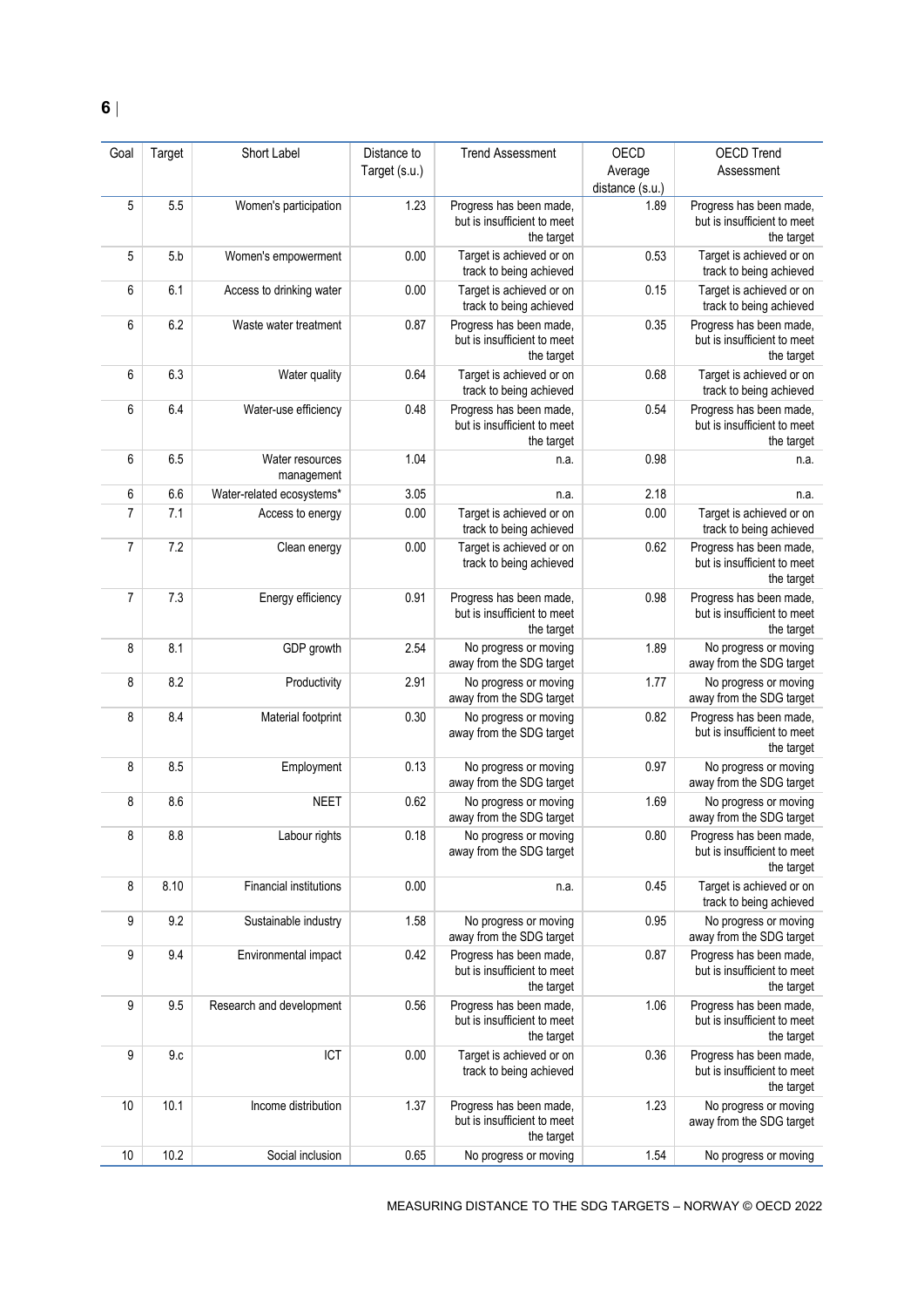| Goal | Target | Short Label | Distance to Target (s.u.) | Trend Assessment | OECD Average distance (s.u.) | OECD Trend Assessment |
|---|---|---|---|---|---|---|
| 5 | 5.5 | Women's participation | 1.23 | Progress has been made, but is insufficient to meet the target | 1.89 | Progress has been made, but is insufficient to meet the target |
| 5 | 5.b | Women's empowerment | 0.00 | Target is achieved or on track to being achieved | 0.53 | Target is achieved or on track to being achieved |
| 6 | 6.1 | Access to drinking water | 0.00 | Target is achieved or on track to being achieved | 0.15 | Target is achieved or on track to being achieved |
| 6 | 6.2 | Waste water treatment | 0.87 | Progress has been made, but is insufficient to meet the target | 0.35 | Progress has been made, but is insufficient to meet the target |
| 6 | 6.3 | Water quality | 0.64 | Target is achieved or on track to being achieved | 0.68 | Target is achieved or on track to being achieved |
| 6 | 6.4 | Water-use efficiency | 0.48 | Progress has been made, but is insufficient to meet the target | 0.54 | Progress has been made, but is insufficient to meet the target |
| 6 | 6.5 | Water resources management | 1.04 | n.a. | 0.98 | n.a. |
| 6 | 6.6 | Water-related ecosystems* | 3.05 | n.a. | 2.18 | n.a. |
| 7 | 7.1 | Access to energy | 0.00 | Target is achieved or on track to being achieved | 0.00 | Target is achieved or on track to being achieved |
| 7 | 7.2 | Clean energy | 0.00 | Target is achieved or on track to being achieved | 0.62 | Progress has been made, but is insufficient to meet the target |
| 7 | 7.3 | Energy efficiency | 0.91 | Progress has been made, but is insufficient to meet the target | 0.98 | Progress has been made, but is insufficient to meet the target |
| 8 | 8.1 | GDP growth | 2.54 | No progress or moving away from the SDG target | 1.89 | No progress or moving away from the SDG target |
| 8 | 8.2 | Productivity | 2.91 | No progress or moving away from the SDG target | 1.77 | No progress or moving away from the SDG target |
| 8 | 8.4 | Material footprint | 0.30 | No progress or moving away from the SDG target | 0.82 | Progress has been made, but is insufficient to meet the target |
| 8 | 8.5 | Employment | 0.13 | No progress or moving away from the SDG target | 0.97 | No progress or moving away from the SDG target |
| 8 | 8.6 | NEET | 0.62 | No progress or moving away from the SDG target | 1.69 | No progress or moving away from the SDG target |
| 8 | 8.8 | Labour rights | 0.18 | No progress or moving away from the SDG target | 0.80 | Progress has been made, but is insufficient to meet the target |
| 8 | 8.10 | Financial institutions | 0.00 | n.a. | 0.45 | Target is achieved or on track to being achieved |
| 9 | 9.2 | Sustainable industry | 1.58 | No progress or moving away from the SDG target | 0.95 | No progress or moving away from the SDG target |
| 9 | 9.4 | Environmental impact | 0.42 | Progress has been made, but is insufficient to meet the target | 0.87 | Progress has been made, but is insufficient to meet the target |
| 9 | 9.5 | Research and development | 0.56 | Progress has been made, but is insufficient to meet the target | 1.06 | Progress has been made, but is insufficient to meet the target |
| 9 | 9.c | ICT | 0.00 | Target is achieved or on track to being achieved | 0.36 | Progress has been made, but is insufficient to meet the target |
| 10 | 10.1 | Income distribution | 1.37 | Progress has been made, but is insufficient to meet the target | 1.23 | No progress or moving away from the SDG target |
| 10 | 10.2 | Social inclusion | 0.65 | No progress or moving | 1.54 | No progress or moving |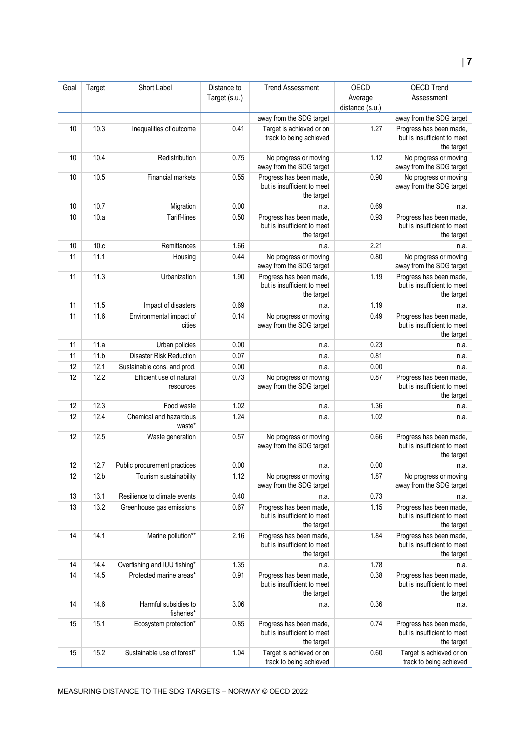| Goal | Target | Short Label | Distance to Target (s.u.) | Trend Assessment | OECD Average distance (s.u.) | OECD Trend Assessment |
|---|---|---|---|---|---|---|
| | | | | away from the SDG target | | away from the SDG target |
| 10 | 10.3 | Inequalities of outcome | 0.41 | Target is achieved or on track to being achieved | 1.27 | Progress has been made, but is insufficient to meet the target |
| 10 | 10.4 | Redistribution | 0.75 | No progress or moving away from the SDG target | 1.12 | No progress or moving away from the SDG target |
| 10 | 10.5 | Financial markets | 0.55 | Progress has been made, but is insufficient to meet the target | 0.90 | No progress or moving away from the SDG target |
| 10 | 10.7 | Migration | 0.00 | n.a. | 0.69 | n.a. |
| 10 | 10.a | Tariff-lines | 0.50 | Progress has been made, but is insufficient to meet the target | 0.93 | Progress has been made, but is insufficient to meet the target |
| 10 | 10.c | Remittances | 1.66 | n.a. | 2.21 | n.a. |
| 11 | 11.1 | Housing | 0.44 | No progress or moving away from the SDG target | 0.80 | No progress or moving away from the SDG target |
| 11 | 11.3 | Urbanization | 1.90 | Progress has been made, but is insufficient to meet the target | 1.19 | Progress has been made, but is insufficient to meet the target |
| 11 | 11.5 | Impact of disasters | 0.69 | n.a. | 1.19 | n.a. |
| 11 | 11.6 | Environmental impact of cities | 0.14 | No progress or moving away from the SDG target | 0.49 | Progress has been made, but is insufficient to meet the target |
| 11 | 11.a | Urban policies | 0.00 | n.a. | 0.23 | n.a. |
| 11 | 11.b | Disaster Risk Reduction | 0.07 | n.a. | 0.81 | n.a. |
| 12 | 12.1 | Sustainable cons. and prod. | 0.00 | n.a. | 0.00 | n.a. |
| 12 | 12.2 | Efficient use of natural resources | 0.73 | No progress or moving away from the SDG target | 0.87 | Progress has been made, but is insufficient to meet the target |
| 12 | 12.3 | Food waste | 1.02 | n.a. | 1.36 | n.a. |
| 12 | 12.4 | Chemical and hazardous waste* | 1.24 | n.a. | 1.02 | n.a. |
| 12 | 12.5 | Waste generation | 0.57 | No progress or moving away from the SDG target | 0.66 | Progress has been made, but is insufficient to meet the target |
| 12 | 12.7 | Public procurement practices | 0.00 | n.a. | 0.00 | n.a. |
| 12 | 12.b | Tourism sustainability | 1.12 | No progress or moving away from the SDG target | 1.87 | No progress or moving away from the SDG target |
| 13 | 13.1 | Resilience to climate events | 0.40 | n.a. | 0.73 | n.a. |
| 13 | 13.2 | Greenhouse gas emissions | 0.67 | Progress has been made, but is insufficient to meet the target | 1.15 | Progress has been made, but is insufficient to meet the target |
| 14 | 14.1 | Marine pollution** | 2.16 | Progress has been made, but is insufficient to meet the target | 1.84 | Progress has been made, but is insufficient to meet the target |
| 14 | 14.4 | Overfishing and IUU fishing* | 1.35 | n.a. | 1.78 | n.a. |
| 14 | 14.5 | Protected marine areas* | 0.91 | Progress has been made, but is insufficient to meet the target | 0.38 | Progress has been made, but is insufficient to meet the target |
| 14 | 14.6 | Harmful subsidies to fisheries* | 3.06 | n.a. | 0.36 | n.a. |
| 15 | 15.1 | Ecosystem protection* | 0.85 | Progress has been made, but is insufficient to meet the target | 0.74 | Progress has been made, but is insufficient to meet the target |
| 15 | 15.2 | Sustainable use of forest* | 1.04 | Target is achieved or on track to being achieved | 0.60 | Target is achieved or on track to being achieved |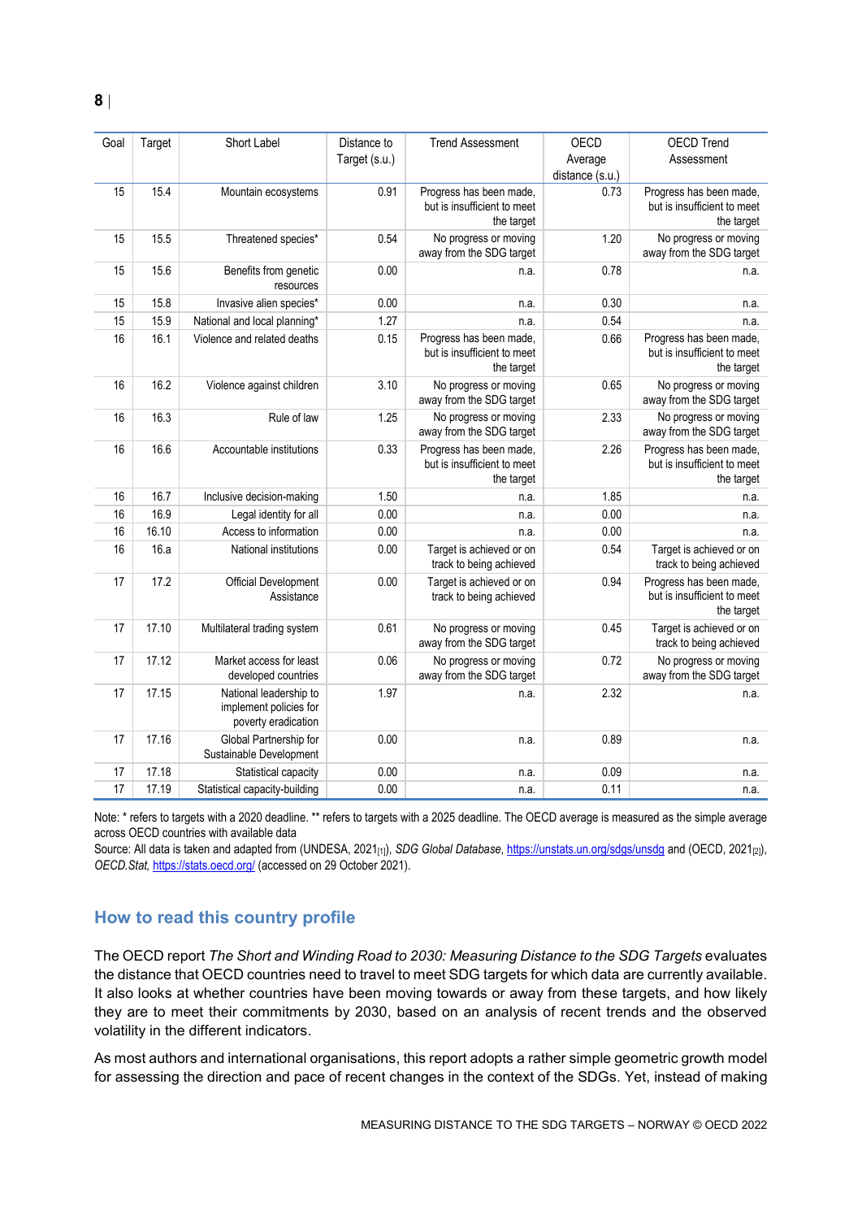| Goal | Target | Short Label | Distance to Target (s.u.) | Trend Assessment | OECD Average distance (s.u.) | OECD Trend Assessment |
|---|---|---|---|---|---|---|
| 15 | 15.4 | Mountain ecosystems | 0.91 | Progress has been made, but is insufficient to meet the target | 0.73 | Progress has been made, but is insufficient to meet the target |
| 15 | 15.5 | Threatened species* | 0.54 | No progress or moving away from the SDG target | 1.20 | No progress or moving away from the SDG target |
| 15 | 15.6 | Benefits from genetic resources | 0.00 | n.a. | 0.78 | n.a. |
| 15 | 15.8 | Invasive alien species* | 0.00 | n.a. | 0.30 | n.a. |
| 15 | 15.9 | National and local planning* | 1.27 | n.a. | 0.54 | n.a. |
| 16 | 16.1 | Violence and related deaths | 0.15 | Progress has been made, but is insufficient to meet the target | 0.66 | Progress has been made, but is insufficient to meet the target |
| 16 | 16.2 | Violence against children | 3.10 | No progress or moving away from the SDG target | 0.65 | No progress or moving away from the SDG target |
| 16 | 16.3 | Rule of law | 1.25 | No progress or moving away from the SDG target | 2.33 | No progress or moving away from the SDG target |
| 16 | 16.6 | Accountable institutions | 0.33 | Progress has been made, but is insufficient to meet the target | 2.26 | Progress has been made, but is insufficient to meet the target |
| 16 | 16.7 | Inclusive decision-making | 1.50 | n.a. | 1.85 | n.a. |
| 16 | 16.9 | Legal identity for all | 0.00 | n.a. | 0.00 | n.a. |
| 16 | 16.10 | Access to information | 0.00 | n.a. | 0.00 | n.a. |
| 16 | 16.a | National institutions | 0.00 | Target is achieved or on track to being achieved | 0.54 | Target is achieved or on track to being achieved |
| 17 | 17.2 | Official Development Assistance | 0.00 | Target is achieved or on track to being achieved | 0.94 | Progress has been made, but is insufficient to meet the target |
| 17 | 17.10 | Multilateral trading system | 0.61 | No progress or moving away from the SDG target | 0.45 | Target is achieved or on track to being achieved |
| 17 | 17.12 | Market access for least developed countries | 0.06 | No progress or moving away from the SDG target | 0.72 | No progress or moving away from the SDG target |
| 17 | 17.15 | National leadership to implement policies for poverty eradication | 1.97 | n.a. | 2.32 | n.a. |
| 17 | 17.16 | Global Partnership for Sustainable Development | 0.00 | n.a. | 0.89 | n.a. |
| 17 | 17.18 | Statistical capacity | 0.00 | n.a. | 0.09 | n.a. |
| 17 | 17.19 | Statistical capacity-building | 0.00 | n.a. | 0.11 | n.a. |

Note: * refers to targets with a 2020 deadline. ** refers to targets with a 2025 deadline. The OECD average is measured as the simple average across OECD countries with available data

Source: All data is taken and adapted from (UNDESA, 2021[1]), *SDG Global Database*, https://unstats.un.org/sdgs/unsdg and (OECD, 2021[2]), *OECD.Stat*, https://stats.oecd.org/ (accessed on 29 October 2021).

## How to read this country profile

The OECD report *The Short and Winding Road to 2030: Measuring Distance to the SDG Targets* evaluates the distance that OECD countries need to travel to meet SDG targets for which data are currently available. It also looks at whether countries have been moving towards or away from these targets, and how likely they are to meet their commitments by 2030, based on an analysis of recent trends and the observed volatility in the different indicators.

As most authors and international organisations, this report adopts a rather simple geometric growth model for assessing the direction and pace of recent changes in the context of the SDGs. Yet, instead of making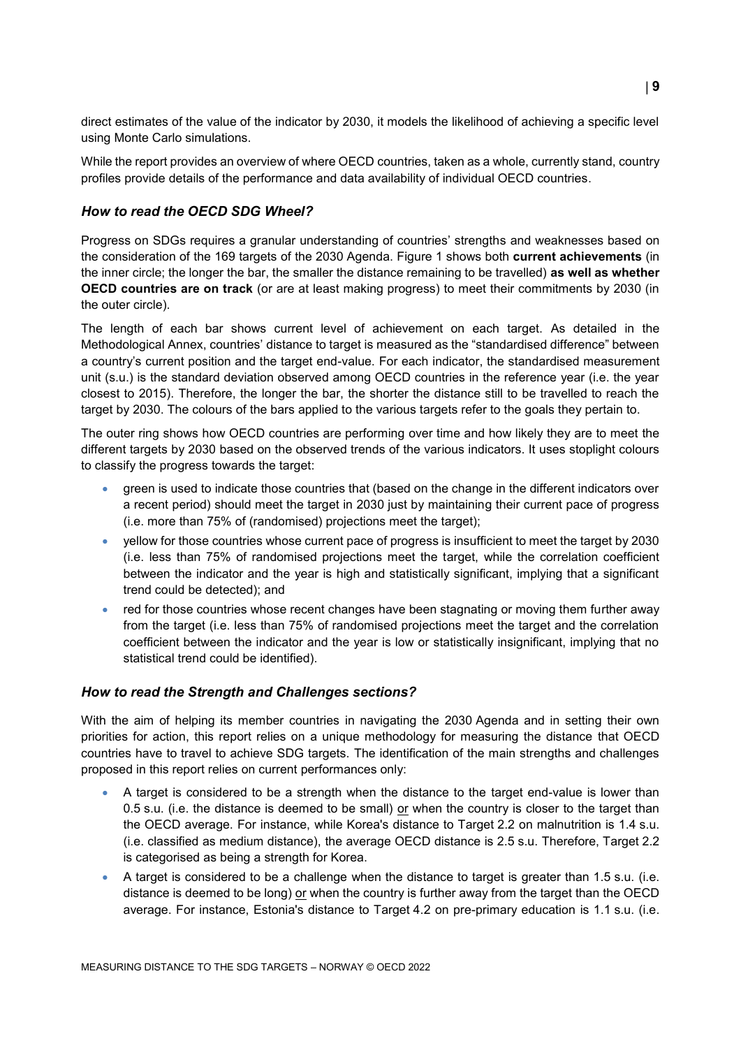direct estimates of the value of the indicator by 2030, it models the likelihood of achieving a specific level using Monte Carlo simulations.

While the report provides an overview of where OECD countries, taken as a whole, currently stand, country profiles provide details of the performance and data availability of individual OECD countries.

### *How to read the OECD SDG Wheel?*

Progress on SDGs requires a granular understanding of countries' strengths and weaknesses based on the consideration of the 169 targets of the 2030 Agenda. Figure 1 shows both **current achievements** (in the inner circle; the longer the bar, the smaller the distance remaining to be travelled) **as well as whether OECD countries are on track** (or are at least making progress) to meet their commitments by 2030 (in the outer circle).

The length of each bar shows current level of achievement on each target. As detailed in the Methodological Annex, countries' distance to target is measured as the "standardised difference" between a country's current position and the target end-value. For each indicator, the standardised measurement unit (s.u.) is the standard deviation observed among OECD countries in the reference year (i.e. the year closest to 2015). Therefore, the longer the bar, the shorter the distance still to be travelled to reach the target by 2030. The colours of the bars applied to the various targets refer to the goals they pertain to.

The outer ring shows how OECD countries are performing over time and how likely they are to meet the different targets by 2030 based on the observed trends of the various indicators. It uses stoplight colours to classify the progress towards the target:

- green is used to indicate those countries that (based on the change in the different indicators over a recent period) should meet the target in 2030 just by maintaining their current pace of progress (i.e. more than 75% of (randomised) projections meet the target);
- yellow for those countries whose current pace of progress is insufficient to meet the target by 2030 (i.e. less than 75% of randomised projections meet the target, while the correlation coefficient between the indicator and the year is high and statistically significant, implying that a significant trend could be detected); and
- red for those countries whose recent changes have been stagnating or moving them further away from the target (i.e. less than 75% of randomised projections meet the target and the correlation coefficient between the indicator and the year is low or statistically insignificant, implying that no statistical trend could be identified).

### *How to read the Strength and Challenges sections?*

With the aim of helping its member countries in navigating the 2030 Agenda and in setting their own priorities for action, this report relies on a unique methodology for measuring the distance that OECD countries have to travel to achieve SDG targets. The identification of the main strengths and challenges proposed in this report relies on current performances only:

- A target is considered to be a strength when the distance to the target end-value is lower than 0.5 s.u. (i.e. the distance is deemed to be small) or when the country is closer to the target than the OECD average. For instance, while Korea's distance to Target 2.2 on malnutrition is 1.4 s.u. (i.e. classified as medium distance), the average OECD distance is 2.5 s.u. Therefore, Target 2.2 is categorised as being a strength for Korea.
- A target is considered to be a challenge when the distance to target is greater than 1.5 s.u. (i.e. distance is deemed to be long) or when the country is further away from the target than the OECD average. For instance, Estonia's distance to Target 4.2 on pre-primary education is 1.1 s.u. (i.e.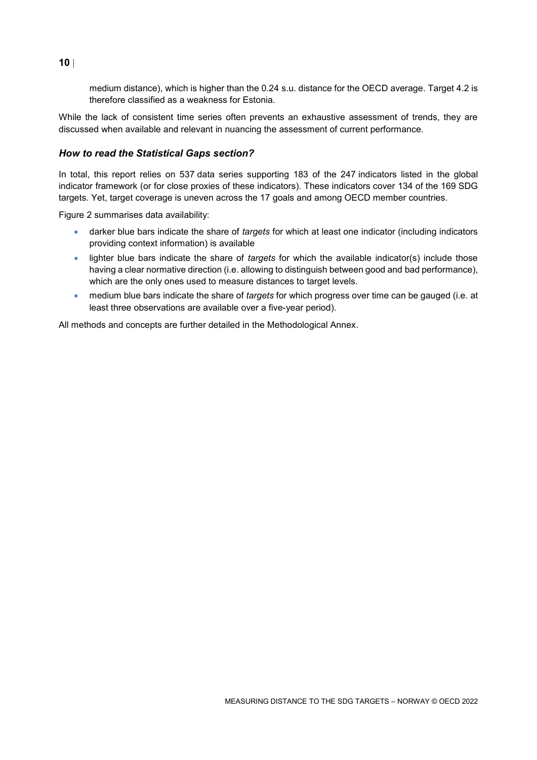medium distance), which is higher than the 0.24 s.u. distance for the OECD average. Target 4.2 is therefore classified as a weakness for Estonia.

While the lack of consistent time series often prevents an exhaustive assessment of trends, they are discussed when available and relevant in nuancing the assessment of current performance.

### *How to read the Statistical Gaps section?*

In total, this report relies on 537 data series supporting 183 of the 247 indicators listed in the global indicator framework (or for close proxies of these indicators). These indicators cover 134 of the 169 SDG targets. Yet, target coverage is uneven across the 17 goals and among OECD member countries.

Figure 2 summarises data availability:

- darker blue bars indicate the share of *targets* for which at least one indicator (including indicators providing context information) is available
- lighter blue bars indicate the share of *targets* for which the available indicator(s) include those having a clear normative direction (i.e. allowing to distinguish between good and bad performance), which are the only ones used to measure distances to target levels.
- medium blue bars indicate the share of *targets* for which progress over time can be gauged (i.e. at least three observations are available over a five-year period).

All methods and concepts are further detailed in the Methodological Annex.